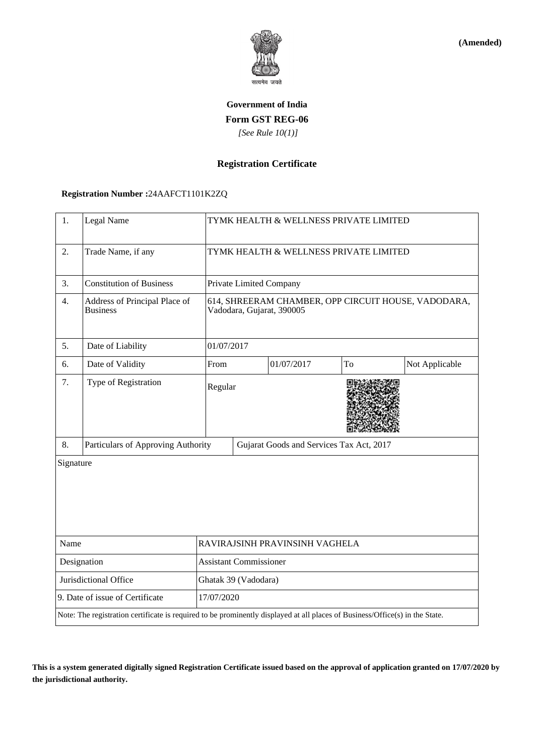**(Amended)**

**Government of India**

**Form GST REG-06**

*[See Rule 10(1)]*

**Registration Certificate**

**Registration Number :**24AAFCT1101K2ZQ

| | | | | | |
|---|---|---|---|---|---|
| 1. | Legal Name | TYMK HEALTH & WELLNESS PRIVATE LIMITED | | | |
| 2. | Trade Name, if any | TYMK HEALTH & WELLNESS PRIVATE LIMITED | | | |
| 3. | Constitution of Business | Private Limited Company | | | |
| 4. | Address of Principal Place of Business | 614, SHREERAM CHAMBER, OPP CIRCUIT HOUSE, VADODARA, Vadodara, Gujarat, 390005 | | | |
| 5. | Date of Liability | 01/07/2017 | | | |
| 6. | Date of Validity | From | 01/07/2017 | To | Not Applicable |
| 7. | Type of Registration | Regular | | | |
| 8. | Particulars of Approving Authority | Gujarat Goods and Services Tax Act, 2017 | | | |

Signature

| | |
|---|---|
| Name | RAVIRAJSINH PRAVINSINH VAGHELA |
| Designation | Assistant Commissioner |
| Jurisdictional Office | Ghatak 39 (Vadodara) |
| 9. Date of issue of Certificate | 17/07/2020 |

Note: The registration certificate is required to be prominently displayed at all places of Business/Office(s) in the State.

**This is a system generated digitally signed Registration Certificate issued based on the approval of application granted on 17/07/2020 by the jurisdictional authority.**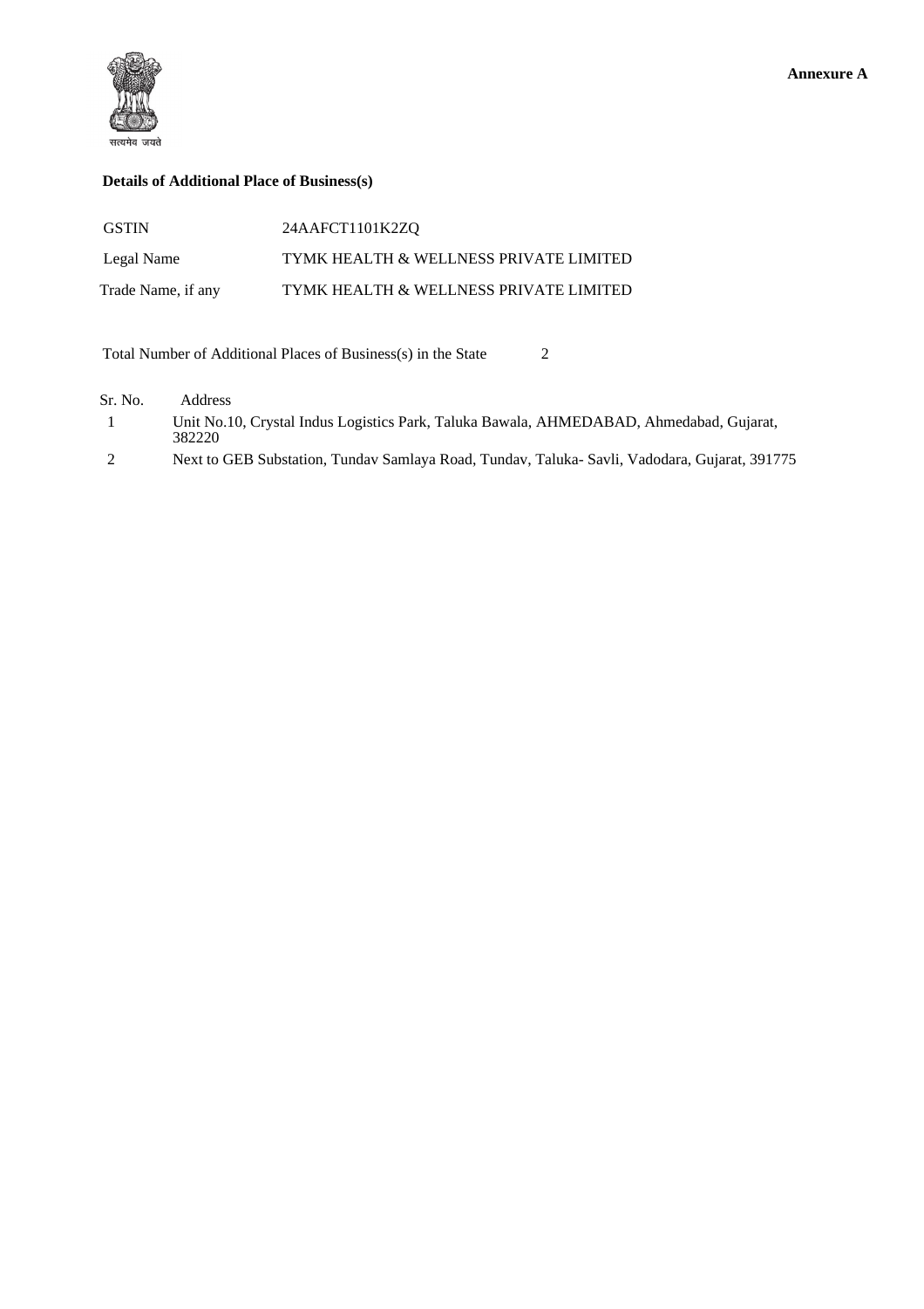सत्यमेव जयते

**Annexure A**

**Details of Additional Place of Business(s)**

| | |
|---|---|
| GSTIN | 24AAFCT1101K2ZQ |
| Legal Name | TYMK HEALTH & WELLNESS PRIVATE LIMITED |
| Trade Name, if any | TYMK HEALTH & WELLNESS PRIVATE LIMITED |

Total Number of Additional Places of Business(s) in the State 2

| Sr. No. | Address |
|---|---|
| 1 | Unit No.10, Crystal Indus Logistics Park, Taluka Bawala, AHMEDABAD, Ahmedabad, Gujarat, 382220 |
| 2 | Next to GEB Substation, Tundav Samlaya Road, Tundav, Taluka- Savli, Vadodara, Gujarat, 391775 |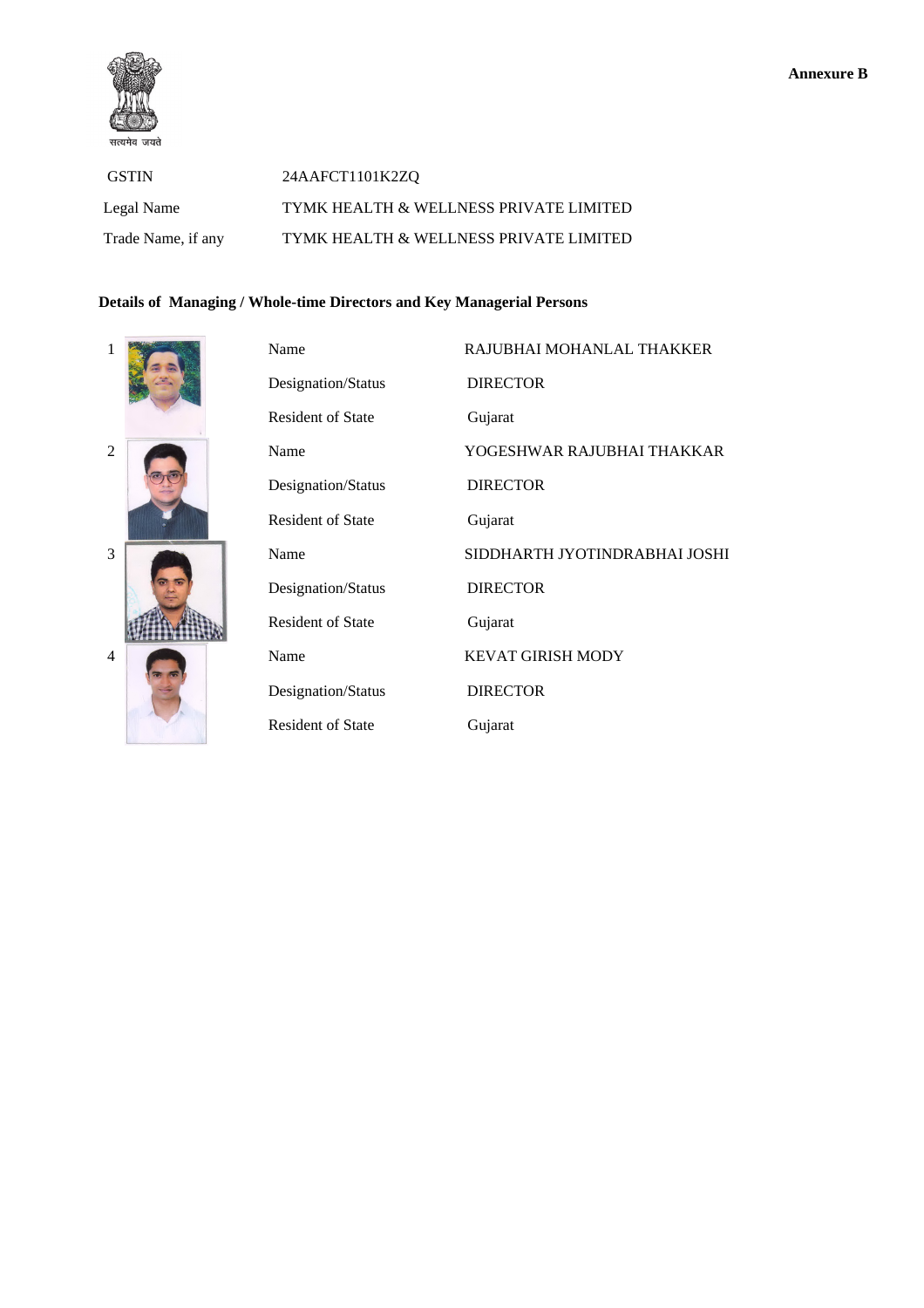**Annexure B**

सत्यमेव जयते

| | |
|---|---|
| GSTIN | 24AAFCT1101K2ZQ |
| Legal Name | TYMK HEALTH & WELLNESS PRIVATE LIMITED |
| Trade Name, if any | TYMK HEALTH & WELLNESS PRIVATE LIMITED |

**Details of Managing / Whole-time Directors and Key Managerial Persons**

| | | |
|---|---|---|
| 1 | Name | RAJUBHAI MOHANLAL THAKKER |
| | Designation/Status | DIRECTOR |
| | Resident of State | Gujarat |
| 2 | Name | YOGESHWAR RAJUBHAI THAKKAR |
| | Designation/Status | DIRECTOR |
| | Resident of State | Gujarat |
| 3 | Name | SIDDHARTH JYOTINDRABHAI JOSHI |
| | Designation/Status | DIRECTOR |
| | Resident of State | Gujarat |
| 4 | Name | KEVAT GIRISH MODY |
| | Designation/Status | DIRECTOR |
| | Resident of State | Gujarat |